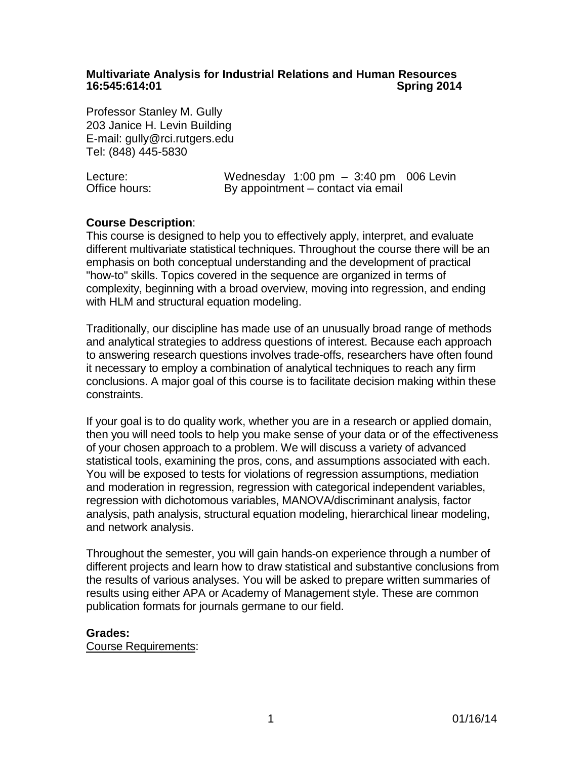**Multivariate Analysis for Industrial Relations and Human Resources**
**16:545:614:01 Spring 2014**

Professor Stanley M. Gully
203 Janice H. Levin Building
E-mail: gully@rci.rutgers.edu
Tel: (848) 445-5830

Lecture: Wednesday 1:00 pm – 3:40 pm 006 Levin
Office hours: By appointment – contact via email

**Course Description**:
This course is designed to help you to effectively apply, interpret, and evaluate different multivariate statistical techniques. Throughout the course there will be an emphasis on both conceptual understanding and the development of practical "how-to" skills. Topics covered in the sequence are organized in terms of complexity, beginning with a broad overview, moving into regression, and ending with HLM and structural equation modeling.

Traditionally, our discipline has made use of an unusually broad range of methods and analytical strategies to address questions of interest. Because each approach to answering research questions involves trade-offs, researchers have often found it necessary to employ a combination of analytical techniques to reach any firm conclusions. A major goal of this course is to facilitate decision making within these constraints.

If your goal is to do quality work, whether you are in a research or applied domain, then you will need tools to help you make sense of your data or of the effectiveness of your chosen approach to a problem. We will discuss a variety of advanced statistical tools, examining the pros, cons, and assumptions associated with each. You will be exposed to tests for violations of regression assumptions, mediation and moderation in regression, regression with categorical independent variables, regression with dichotomous variables, MANOVA/discriminant analysis, factor analysis, path analysis, structural equation modeling, hierarchical linear modeling, and network analysis.

Throughout the semester, you will gain hands-on experience through a number of different projects and learn how to draw statistical and substantive conclusions from the results of various analyses. You will be asked to prepare written summaries of results using either APA or Academy of Management style. These are common publication formats for journals germane to our field.

**Grades:**
Course Requirements: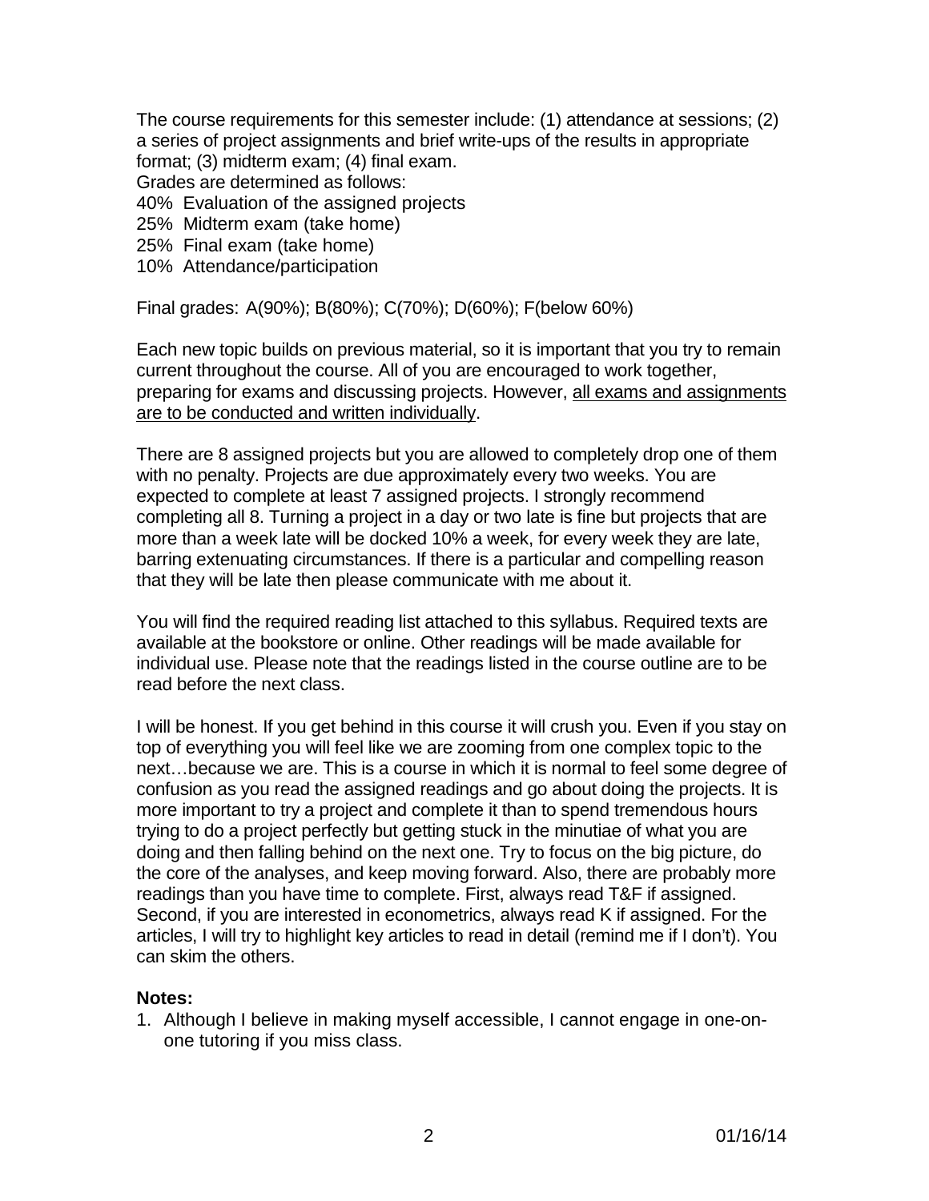The course requirements for this semester include: (1) attendance at sessions; (2) a series of project assignments and brief write-ups of the results in appropriate format; (3) midterm exam; (4) final exam.
Grades are determined as follows:
40% Evaluation of the assigned projects
25% Midterm exam (take home)
25% Final exam (take home)
10% Attendance/participation

Final grades: A(90%); B(80%); C(70%); D(60%); F(below 60%)

Each new topic builds on previous material, so it is important that you try to remain current throughout the course. All of you are encouraged to work together, preparing for exams and discussing projects. However, <u>all exams and assignments are to be conducted and written individually</u>.

There are 8 assigned projects but you are allowed to completely drop one of them with no penalty. Projects are due approximately every two weeks. You are expected to complete at least 7 assigned projects. I strongly recommend completing all 8. Turning a project in a day or two late is fine but projects that are more than a week late will be docked 10% a week, for every week they are late, barring extenuating circumstances. If there is a particular and compelling reason that they will be late then please communicate with me about it.

You will find the required reading list attached to this syllabus. Required texts are available at the bookstore or online. Other readings will be made available for individual use. Please note that the readings listed in the course outline are to be read before the next class.

I will be honest. If you get behind in this course it will crush you. Even if you stay on top of everything you will feel like we are zooming from one complex topic to the next…because we are. This is a course in which it is normal to feel some degree of confusion as you read the assigned readings and go about doing the projects. It is more important to try a project and complete it than to spend tremendous hours trying to do a project perfectly but getting stuck in the minutiae of what you are doing and then falling behind on the next one. Try to focus on the big picture, do the core of the analyses, and keep moving forward. Also, there are probably more readings than you have time to complete. First, always read T&F if assigned. Second, if you are interested in econometrics, always read K if assigned. For the articles, I will try to highlight key articles to read in detail (remind me if I don't). You can skim the others.

**Notes:**

1. Although I believe in making myself accessible, I cannot engage in one-on-one tutoring if you miss class.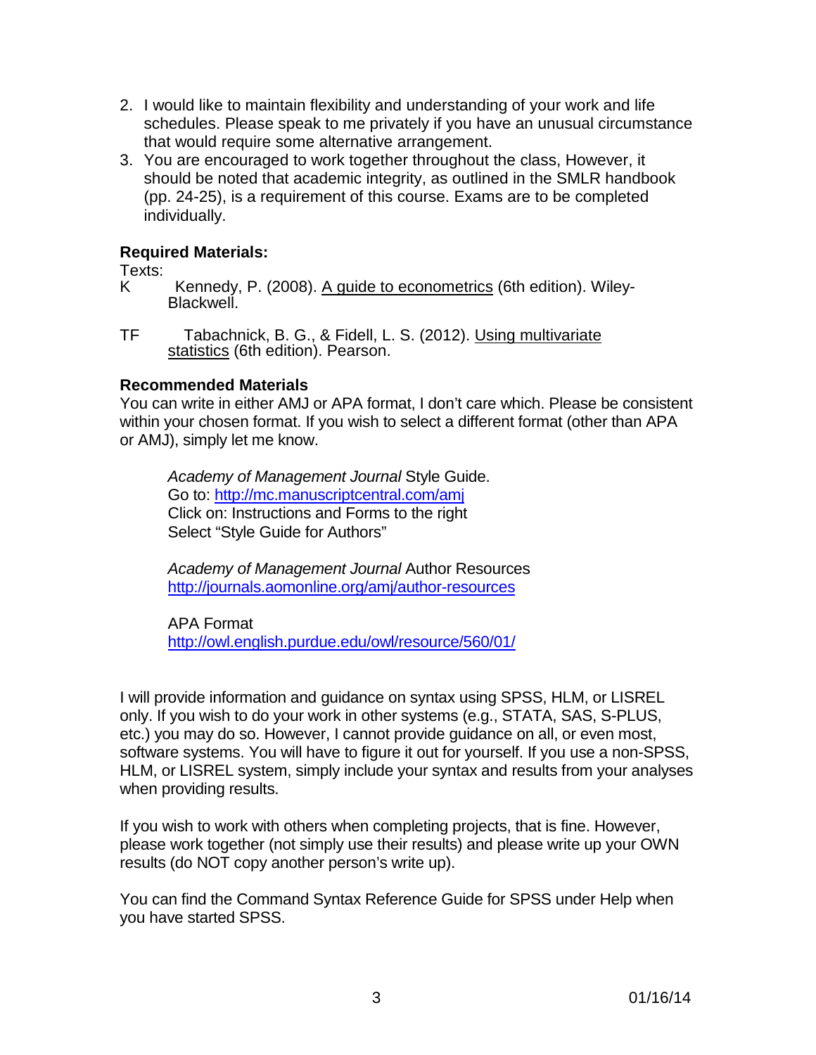2. I would like to maintain flexibility and understanding of your work and life schedules. Please speak to me privately if you have an unusual circumstance that would require some alternative arrangement.
3. You are encouraged to work together throughout the class, However, it should be noted that academic integrity, as outlined in the SMLR handbook (pp. 24-25), is a requirement of this course. Exams are to be completed individually.

**Required Materials:**

Texts:

K Kennedy, P. (2008). A guide to econometrics (6th edition). Wiley-Blackwell.

TF Tabachnick, B. G., & Fidell, L. S. (2012). Using multivariate statistics (6th edition). Pearson.

**Recommended Materials**

You can write in either AMJ or APA format, I don't care which. Please be consistent within your chosen format. If you wish to select a different format (other than APA or AMJ), simply let me know.

*Academy of Management Journal* Style Guide.
Go to: http://mc.manuscriptcentral.com/amj
Click on: Instructions and Forms to the right
Select "Style Guide for Authors"

*Academy of Management Journal* Author Resources
http://journals.aomonline.org/amj/author-resources

APA Format
http://owl.english.purdue.edu/owl/resource/560/01/

I will provide information and guidance on syntax using SPSS, HLM, or LISREL only. If you wish to do your work in other systems (e.g., STATA, SAS, S-PLUS, etc.) you may do so. However, I cannot provide guidance on all, or even most, software systems. You will have to figure it out for yourself. If you use a non-SPSS, HLM, or LISREL system, simply include your syntax and results from your analyses when providing results.

If you wish to work with others when completing projects, that is fine. However, please work together (not simply use their results) and please write up your OWN results (do NOT copy another person's write up).

You can find the Command Syntax Reference Guide for SPSS under Help when you have started SPSS.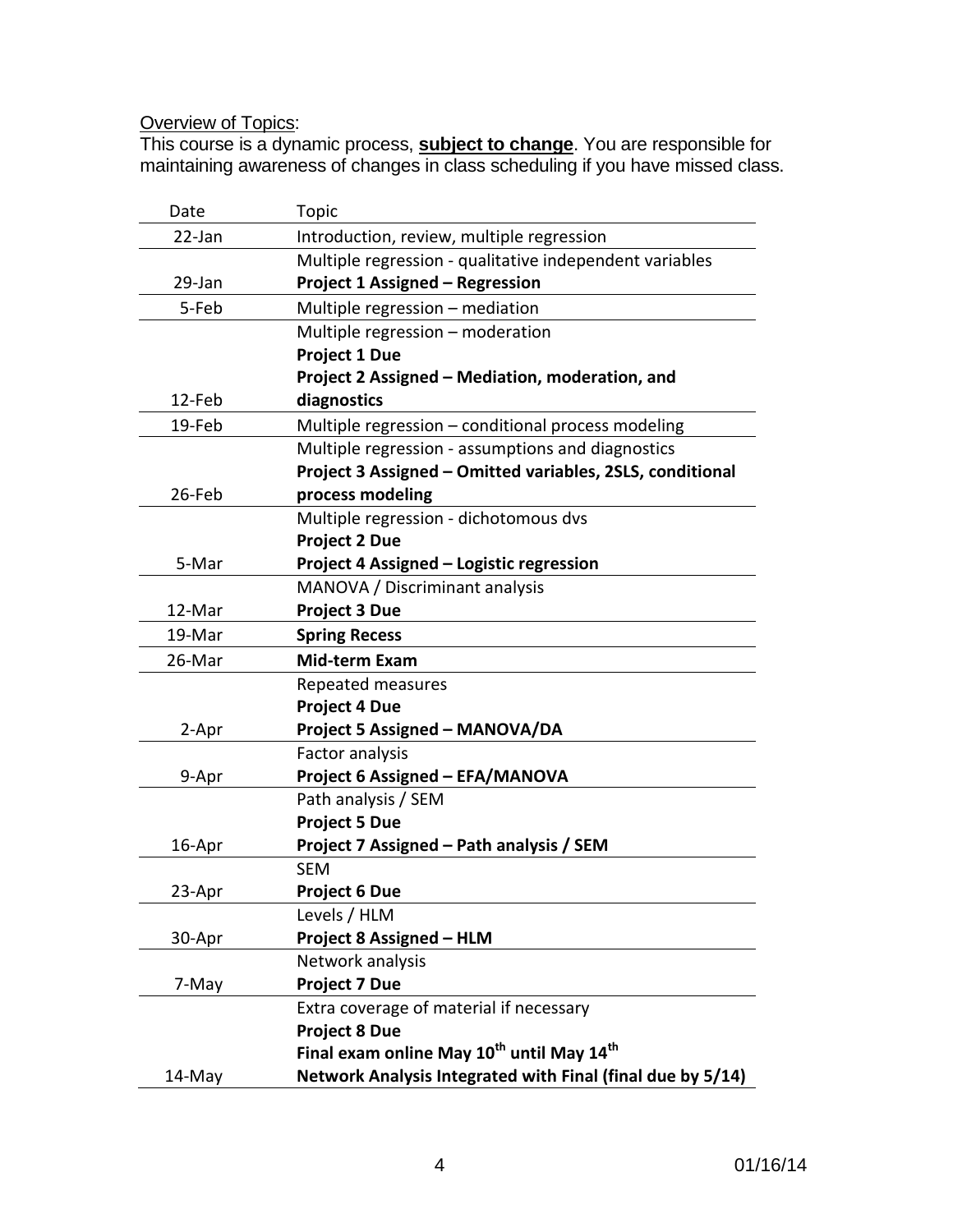Overview of Topics:

This course is a dynamic process, **subject to change**. You are responsible for maintaining awareness of changes in class scheduling if you have missed class.

| Date | Topic |
|---|---|
| 22-Jan | Introduction, review, multiple regression |
| 29-Jan | Multiple regression - qualitative independent variables<br>**Project 1 Assigned – Regression** |
| 5-Feb | Multiple regression – mediation |
| 12-Feb | Multiple regression – moderation<br>**Project 1 Due**<br>**Project 2 Assigned – Mediation, moderation, and diagnostics** |
| 19-Feb | Multiple regression – conditional process modeling |
| 26-Feb | Multiple regression - assumptions and diagnostics<br>**Project 3 Assigned – Omitted variables, 2SLS, conditional process modeling** |
| 5-Mar | Multiple regression - dichotomous dvs<br>**Project 2 Due**<br>**Project 4 Assigned – Logistic regression** |
| 12-Mar | MANOVA / Discriminant analysis<br>**Project 3 Due** |
| 19-Mar | **Spring Recess** |
| 26-Mar | **Mid-term Exam** |
| 2-Apr | Repeated measures<br>**Project 4 Due**<br>**Project 5 Assigned – MANOVA/DA** |
| 9-Apr | Factor analysis<br>**Project 6 Assigned – EFA/MANOVA** |
| 16-Apr | Path analysis / SEM<br>**Project 5 Due**<br>**Project 7 Assigned – Path analysis / SEM** |
| 23-Apr | SEM<br>**Project 6 Due** |
| 30-Apr | Levels / HLM<br>**Project 8 Assigned – HLM** |
| 7-May | Network analysis<br>**Project 7 Due** |
| 14-May | Extra coverage of material if necessary<br>**Project 8 Due**<br>**Final exam online May 10th until May 14th**<br>**Network Analysis Integrated with Final (final due by 5/14)** |

01/16/14